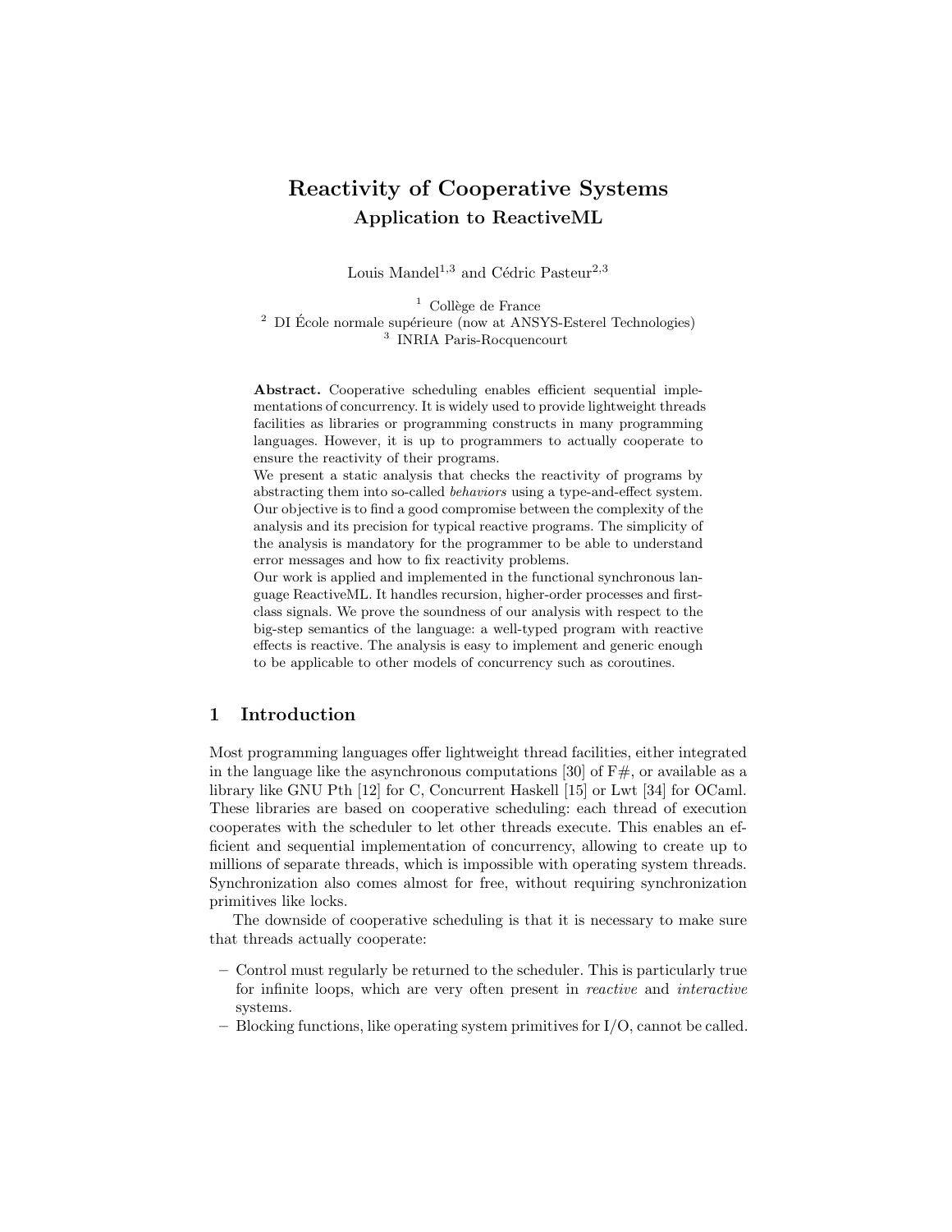# Reactivity of Cooperative Systems

## Application to ReactiveML

Louis Mandel[1,3] and Cédric Pasteur[2,3]

[1] Collège de France
[2] DI École normale supérieure (now at ANSYS-Esterel Technologies)
[3] INRIA Paris-Rocquencourt

**Abstract.** Cooperative scheduling enables efficient sequential implementations of concurrency. It is widely used to provide lightweight threads facilities as libraries or programming constructs in many programming languages. However, it is up to programmers to actually cooperate to ensure the reactivity of their programs.

We present a static analysis that checks the reactivity of programs by abstracting them into so-called *behaviors* using a type-and-effect system. Our objective is to find a good compromise between the complexity of the analysis and its precision for typical reactive programs. The simplicity of the analysis is mandatory for the programmer to be able to understand error messages and how to fix reactivity problems.

Our work is applied and implemented in the functional synchronous language ReactiveML. It handles recursion, higher-order processes and first-class signals. We prove the soundness of our analysis with respect to the big-step semantics of the language: a well-typed program with reactive effects is reactive. The analysis is easy to implement and generic enough to be applicable to other models of concurrency such as coroutines.

## 1 Introduction

Most programming languages offer lightweight thread facilities, either integrated in the language like the asynchronous computations [30] of F#, or available as a library like GNU Pth [12] for C, Concurrent Haskell [15] or Lwt [34] for OCaml. These libraries are based on cooperative scheduling: each thread of execution cooperates with the scheduler to let other threads execute. This enables an efficient and sequential implementation of concurrency, allowing to create up to millions of separate threads, which is impossible with operating system threads. Synchronization also comes almost for free, without requiring synchronization primitives like locks.

The downside of cooperative scheduling is that it is necessary to make sure that threads actually cooperate:

- Control must regularly be returned to the scheduler. This is particularly true for infinite loops, which are very often present in *reactive* and *interactive* systems.
- Blocking functions, like operating system primitives for I/O, cannot be called.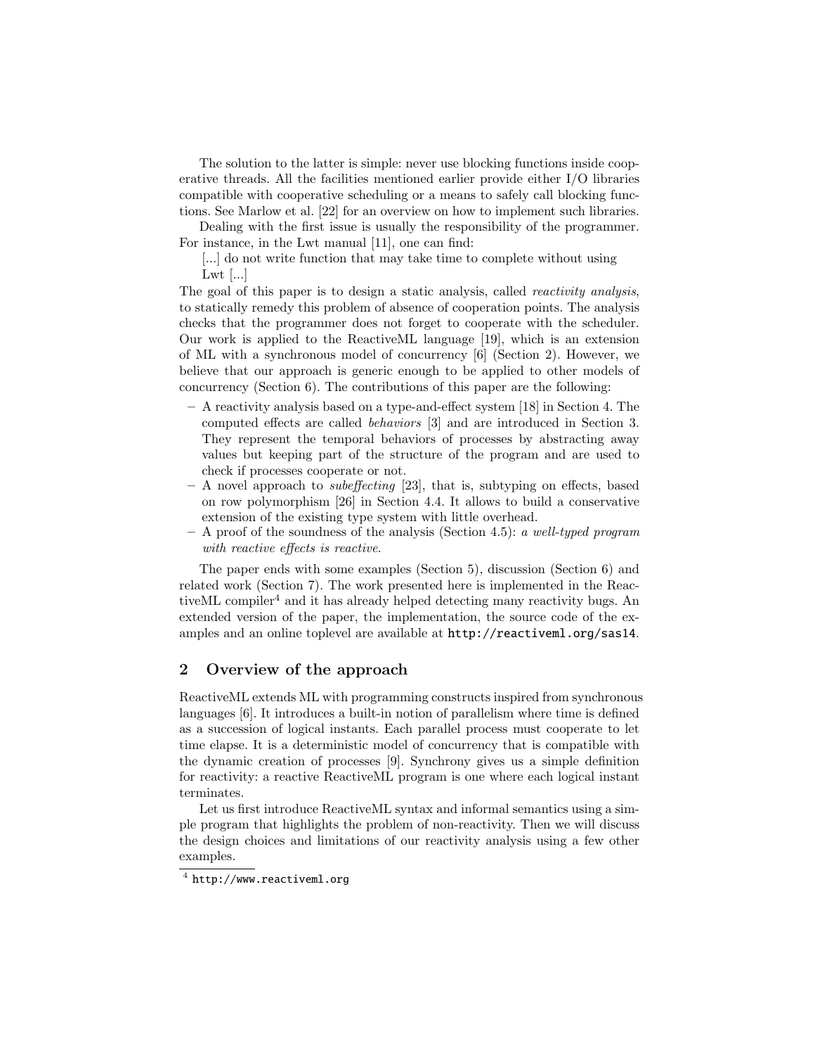The solution to the latter is simple: never use blocking functions inside cooperative threads. All the facilities mentioned earlier provide either I/O libraries compatible with cooperative scheduling or a means to safely call blocking functions. See Marlow et al. [22] for an overview on how to implement such libraries.

Dealing with the first issue is usually the responsibility of the programmer. For instance, in the Lwt manual [11], one can find:

> [...] do not write function that may take time to complete without using Lwt [...]

The goal of this paper is to design a static analysis, called *reactivity analysis*, to statically remedy this problem of absence of cooperation points. The analysis checks that the programmer does not forget to cooperate with the scheduler. Our work is applied to the ReactiveML language [19], which is an extension of ML with a synchronous model of concurrency [6] (Section 2). However, we believe that our approach is generic enough to be applied to other models of concurrency (Section 6). The contributions of this paper are the following:

- A reactivity analysis based on a type-and-effect system [18] in Section 4. The computed effects are called *behaviors* [3] and are introduced in Section 3. They represent the temporal behaviors of processes by abstracting away values but keeping part of the structure of the program and are used to check if processes cooperate or not.
- A novel approach to *subeffecting* [23], that is, subtyping on effects, based on row polymorphism [26] in Section 4.4. It allows to build a conservative extension of the existing type system with little overhead.
- A proof of the soundness of the analysis (Section 4.5): *a well-typed program with reactive effects is reactive*.

The paper ends with some examples (Section 5), discussion (Section 6) and related work (Section 7). The work presented here is implemented in the ReactiveML compiler[4] and it has already helped detecting many reactivity bugs. An extended version of the paper, the implementation, the source code of the examples and an online toplevel are available at `http://reactiveml.org/sas14`.

## 2 Overview of the approach

ReactiveML extends ML with programming constructs inspired from synchronous languages [6]. It introduces a built-in notion of parallelism where time is defined as a succession of logical instants. Each parallel process must cooperate to let time elapse. It is a deterministic model of concurrency that is compatible with the dynamic creation of processes [9]. Synchrony gives us a simple definition for reactivity: a reactive ReactiveML program is one where each logical instant terminates.

Let us first introduce ReactiveML syntax and informal semantics using a simple program that highlights the problem of non-reactivity. Then we will discuss the design choices and limitations of our reactivity analysis using a few other examples.

[4] `http://www.reactiveml.org`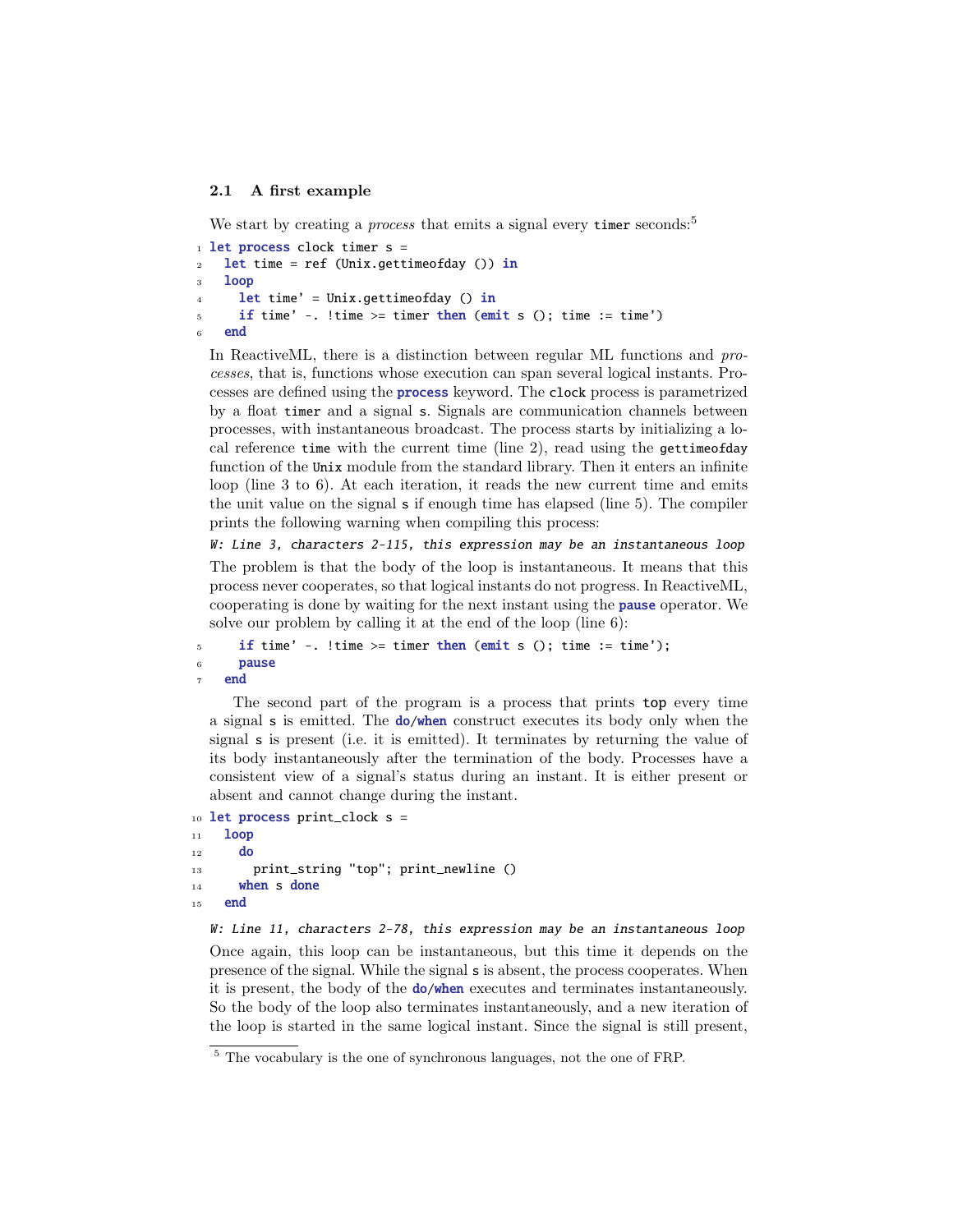### 2.1 A first example

We start by creating a *process* that emits a signal every `timer` seconds:[5]

```
1 let process clock timer s =
2   let time = ref (Unix.gettimeofday ()) in
3   loop
4     let time' = Unix.gettimeofday () in
5     if time' -. !time >= timer then (emit s (); time := time')
6   end
```

In ReactiveML, there is a distinction between regular ML functions and *processes*, that is, functions whose execution can span several logical instants. Processes are defined using the **process** keyword. The `clock` process is parametrized by a float `timer` and a signal `s`. Signals are communication channels between processes, with instantaneous broadcast. The process starts by initializing a local reference `time` with the current time (line 2), read using the `gettimeofday` function of the `Unix` module from the standard library. Then it enters an infinite loop (line 3 to 6). At each iteration, it reads the new current time and emits the unit value on the signal `s` if enough time has elapsed (line 5). The compiler prints the following warning when compiling this process:

*W: Line 3, characters 2-115, this expression may be an instantaneous loop*

The problem is that the body of the loop is instantaneous. It means that this process never cooperates, so that logical instants do not progress. In ReactiveML, cooperating is done by waiting for the next instant using the **pause** operator. We solve our problem by calling it at the end of the loop (line 6):

```
5     if time' -. !time >= timer then (emit s (); time := time');
6     pause
7   end
```

The second part of the program is a process that prints `top` every time a signal `s` is emitted. The **do/when** construct executes its body only when the signal `s` is present (i.e. it is emitted). It terminates by returning the value of its body instantaneously after the termination of the body. Processes have a consistent view of a signal's status during an instant. It is either present or absent and cannot change during the instant.

```
10 let process print_clock s =
11   loop
12     do
13       print_string "top"; print_newline ()
14     when s done
15   end
```

*W: Line 11, characters 2-78, this expression may be an instantaneous loop*

Once again, this loop can be instantaneous, but this time it depends on the presence of the signal. While the signal `s` is absent, the process cooperates. When it is present, the body of the **do/when** executes and terminates instantaneously. So the body of the loop also terminates instantaneously, and a new iteration of the loop is started in the same logical instant. Since the signal is still present,

[5] The vocabulary is the one of synchronous languages, not the one of FRP.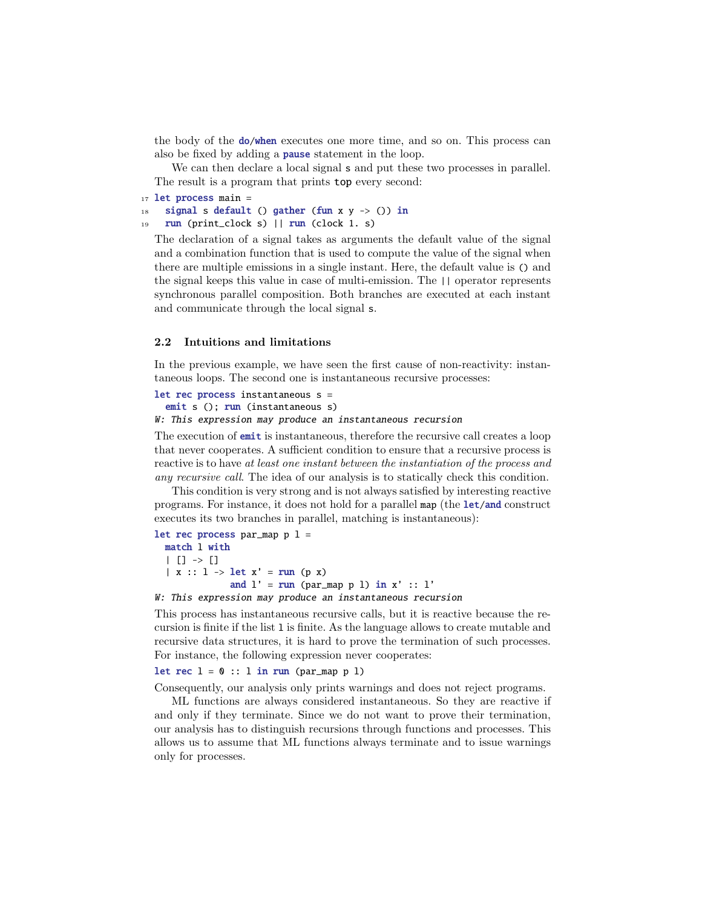the body of the **do/when** executes one more time, and so on. This process can also be fixed by adding a **pause** statement in the loop.

We can then declare a local signal s and put these two processes in parallel. The result is a program that prints top every second:

```
17 let process main =
18   signal s default () gather (fun x y -> ()) in
19   run (print_clock s) || run (clock 1. s)
```

The declaration of a signal takes as arguments the default value of the signal and a combination function that is used to compute the value of the signal when there are multiple emissions in a single instant. Here, the default value is () and the signal keeps this value in case of multi-emission. The || operator represents synchronous parallel composition. Both branches are executed at each instant and communicate through the local signal s.

### 2.2 Intuitions and limitations

In the previous example, we have seen the first cause of non-reactivity: instantaneous loops. The second one is instantaneous recursive processes:

```
let rec process instantaneous s =
  emit s (); run (instantaneous s)
W: This expression may produce an instantaneous recursion
```

The execution of **emit** is instantaneous, therefore the recursive call creates a loop that never cooperates. A sufficient condition to ensure that a recursive process is reactive is to have *at least one instant between the instantiation of the process and any recursive call*. The idea of our analysis is to statically check this condition.

This condition is very strong and is not always satisfied by interesting reactive programs. For instance, it does not hold for a parallel map (the **let/and** construct executes its two branches in parallel, matching is instantaneous):

```
let rec process par_map p l =
  match l with
  | [] -> []
  | x :: l -> let x' = run (p x)
              and l' = run (par_map p l) in x' :: l'
W: This expression may produce an instantaneous recursion
```

This process has instantaneous recursive calls, but it is reactive because the recursion is finite if the list l is finite. As the language allows to create mutable and recursive data structures, it is hard to prove the termination of such processes. For instance, the following expression never cooperates:

```
let rec l = 0 :: l in run (par_map p l)
```

Consequently, our analysis only prints warnings and does not reject programs.

ML functions are always considered instantaneous. So they are reactive if and only if they terminate. Since we do not want to prove their termination, our analysis has to distinguish recursions through functions and processes. This allows us to assume that ML functions always terminate and to issue warnings only for processes.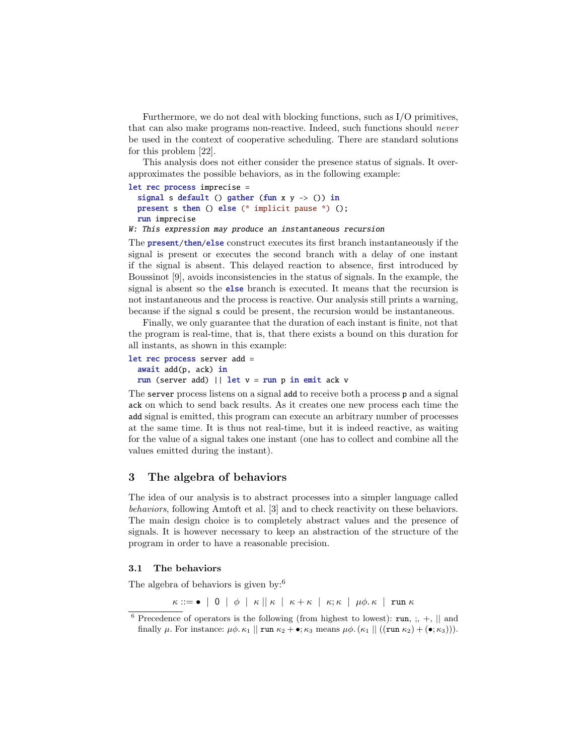Furthermore, we do not deal with blocking functions, such as I/O primitives, that can also make programs non-reactive. Indeed, such functions should *never* be used in the context of cooperative scheduling. There are standard solutions for this problem [22].

This analysis does not either consider the presence status of signals. It over-approximates the possible behaviors, as in the following example:

```
let rec process imprecise =
  signal s default () gather (fun x y -> ()) in
  present s then () else (* implicit pause *) ();
  run imprecise
W: This expression may produce an instantaneous recursion
```

The **present**/**then**/**else** construct executes its first branch instantaneously if the signal is present or executes the second branch with a delay of one instant if the signal is absent. This delayed reaction to absence, first introduced by Boussinot [9], avoids inconsistencies in the status of signals. In the example, the signal is absent so the **else** branch is executed. It means that the recursion is not instantaneous and the process is reactive. Our analysis still prints a warning, because if the signal `s` could be present, the recursion would be instantaneous.

Finally, we only guarantee that the duration of each instant is finite, not that the program is real-time, that is, that there exists a bound on this duration for all instants, as shown in this example:

```
let rec process server add =
  await add(p, ack) in
  run (server add) || let v = run p in emit ack v
```

The `server` process listens on a signal `add` to receive both a process `p` and a signal `ack` on which to send back results. As it creates one new process each time the `add` signal is emitted, this program can execute an arbitrary number of processes at the same time. It is thus not real-time, but it is indeed reactive, as waiting for the value of a signal takes one instant (one has to collect and combine all the values emitted during the instant).

## 3 The algebra of behaviors

The idea of our analysis is to abstract processes into a simpler language called *behaviors*, following Amtoft et al. [3] and to check reactivity on these behaviors. The main design choice is to completely abstract values and the presence of signals. It is however necessary to keep an abstraction of the structure of the program in order to have a reasonable precision.

### 3.1 The behaviors

The algebra of behaviors is given by:[6]

$$\kappa ::= \bullet \mid 0 \mid \phi \mid \kappa \,||\, \kappa \mid \kappa + \kappa \mid \kappa ; \kappa \mid \mu\phi.\, \kappa \mid \texttt{run}\ \kappa$$

[6] Precedence of operators is the following (from highest to lowest): run, ;, +, || and finally $\mu$. For instance: $\mu\phi.\, \kappa_1 \,||\, \texttt{run}\ \kappa_2 + \bullet; \kappa_3$ means $\mu\phi.\, (\kappa_1 \,||\, ((\texttt{run}\ \kappa_2) + (\bullet; \kappa_3)))$.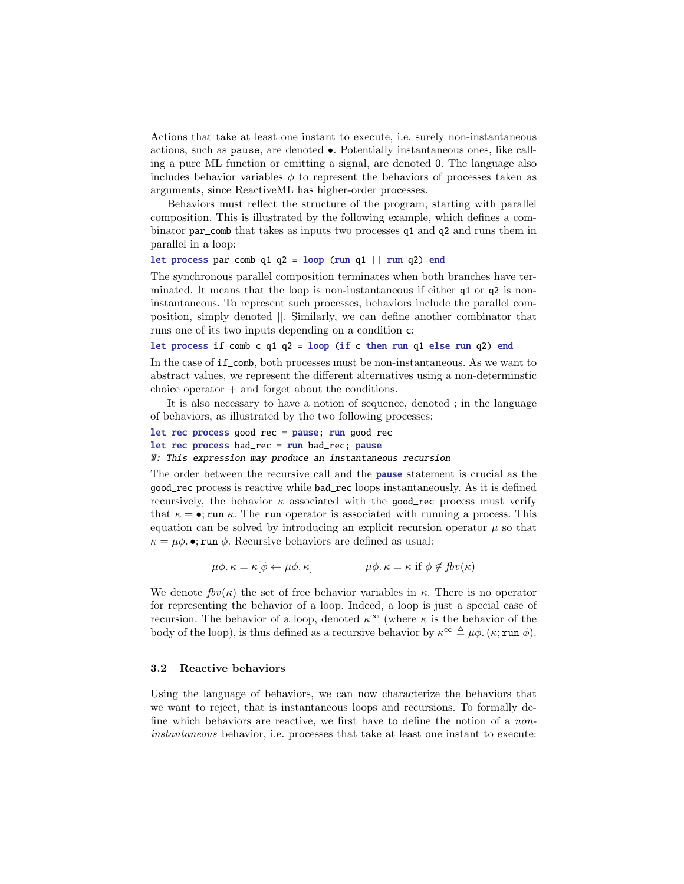Actions that take at least one instant to execute, i.e. surely non-instantaneous actions, such as `pause`, are denoted $\bullet$. Potentially instantaneous ones, like calling a pure ML function or emitting a signal, are denoted $0$. The language also includes behavior variables $\phi$ to represent the behaviors of processes taken as arguments, since ReactiveML has higher-order processes.

Behaviors must reflect the structure of the program, starting with parallel composition. This is illustrated by the following example, which defines a combinator `par_comb` that takes as inputs two processes `q1` and `q2` and runs them in parallel in a loop:

```
let process par_comb q1 q2 = loop (run q1 || run q2) end
```

The synchronous parallel composition terminates when both branches have terminated. It means that the loop is non-instantaneous if either `q1` or `q2` is non-instantaneous. To represent such processes, behaviors include the parallel composition, simply denoted $||$. Similarly, we can define another combinator that runs one of its two inputs depending on a condition `c`:

```
let process if_comb c q1 q2 = loop (if c then run q1 else run q2) end
```

In the case of `if_comb`, both processes must be non-instantaneous. As we want to abstract values, we represent the different alternatives using a non-determinstic choice operator $+$ and forget about the conditions.

It is also necessary to have a notion of sequence, denoted ; in the language of behaviors, as illustrated by the two following processes:

```
let rec process good_rec = pause; run good_rec
let rec process bad_rec = run bad_rec; pause
W: This expression may produce an instantaneous recursion
```

The order between the recursive call and the `pause` statement is crucial as the `good_rec` process is reactive while `bad_rec` loops instantaneously. As it is defined recursively, the behavior $\kappa$ associated with the `good_rec` process must verify that $\kappa = \bullet; \texttt{run}\ \kappa$. The `run` operator is associated with running a process. This equation can be solved by introducing an explicit recursion operator $\mu$ so that $\kappa = \mu\phi.\ \bullet; \texttt{run}\ \phi$. Recursive behaviors are defined as usual:

$$\mu\phi.\ \kappa = \kappa[\phi \leftarrow \mu\phi.\ \kappa] \qquad\qquad \mu\phi.\ \kappa = \kappa \text{ if } \phi \notin \mathit{fbv}(\kappa)$$

We denote $\mathit{fbv}(\kappa)$ the set of free behavior variables in $\kappa$. There is no operator for representing the behavior of a loop. Indeed, a loop is just a special case of recursion. The behavior of a loop, denoted $\kappa^\infty$ (where $\kappa$ is the behavior of the body of the loop), is thus defined as a recursive behavior by $\kappa^\infty \triangleq \mu\phi.\ (\kappa; \texttt{run}\ \phi)$.

### 3.2 Reactive behaviors

Using the language of behaviors, we can now characterize the behaviors that we want to reject, that is instantaneous loops and recursions. To formally define which behaviors are reactive, we first have to define the notion of a *non-instantaneous* behavior, i.e. processes that take at least one instant to execute: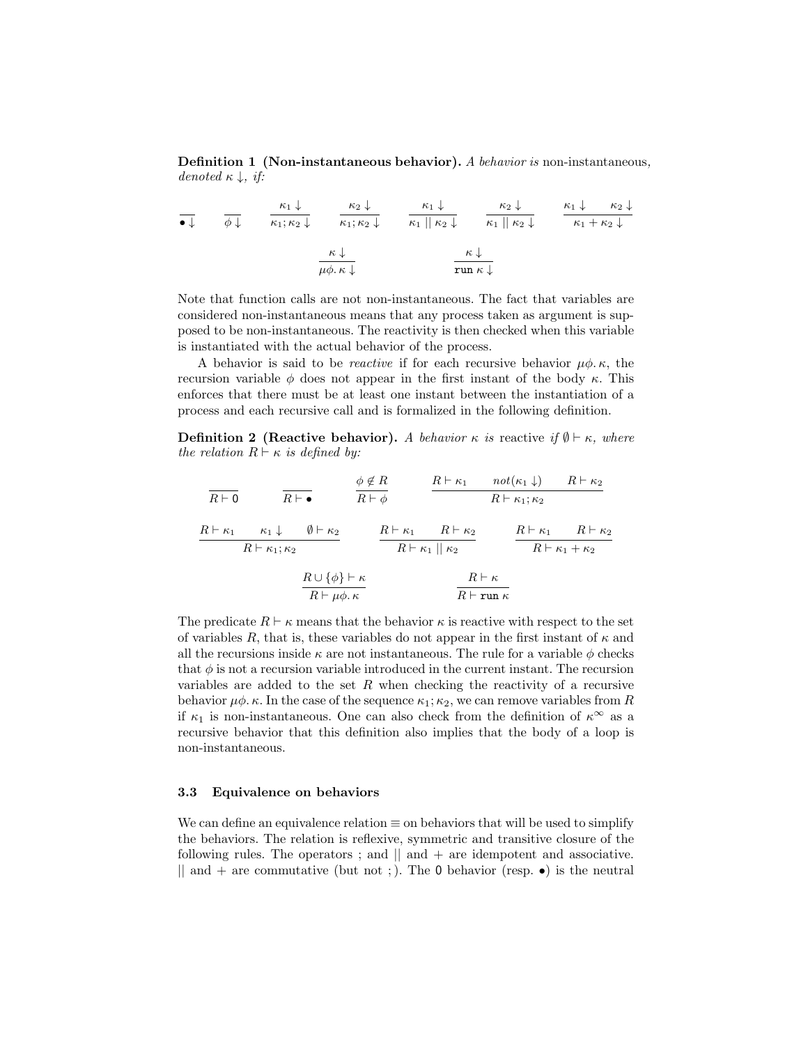**Definition 1 (Non-instantaneous behavior).** *A behavior is* non-instantaneous*, denoted $\kappa \downarrow$, if:*

$$\frac{}{\bullet \downarrow} \qquad \frac{}{\phi \downarrow} \qquad \frac{\kappa_1 \downarrow}{\kappa_1; \kappa_2 \downarrow} \qquad \frac{\kappa_2 \downarrow}{\kappa_1; \kappa_2 \downarrow} \qquad \frac{\kappa_1 \downarrow}{\kappa_1 \mid\mid \kappa_2 \downarrow} \qquad \frac{\kappa_2 \downarrow}{\kappa_1 \mid\mid \kappa_2 \downarrow} \qquad \frac{\kappa_1 \downarrow \quad \kappa_2 \downarrow}{\kappa_1 + \kappa_2 \downarrow}$$

$$\frac{\kappa \downarrow}{\mu\phi.\, \kappa \downarrow} \qquad \frac{\kappa \downarrow}{\texttt{run}\ \kappa \downarrow}$$

Note that function calls are not non-instantaneous. The fact that variables are considered non-instantaneous means that any process taken as argument is supposed to be non-instantaneous. The reactivity is then checked when this variable is instantiated with the actual behavior of the process.

A behavior is said to be *reactive* if for each recursive behavior $\mu\phi.\, \kappa$, the recursion variable $\phi$ does not appear in the first instant of the body $\kappa$. This enforces that there must be at least one instant between the instantiation of a process and each recursive call and is formalized in the following definition.

**Definition 2 (Reactive behavior).** *A behavior $\kappa$ is* reactive *if $\emptyset \vdash \kappa$, where the relation $R \vdash \kappa$ is defined by:*

$$\frac{}{R \vdash \mathsf{0}} \qquad \frac{}{R \vdash \bullet} \qquad \frac{\phi \notin R}{R \vdash \phi} \qquad \frac{R \vdash \kappa_1 \quad not(\kappa_1 \downarrow) \quad R \vdash \kappa_2}{R \vdash \kappa_1; \kappa_2}$$

$$\frac{R \vdash \kappa_1 \quad \kappa_1 \downarrow \quad \emptyset \vdash \kappa_2}{R \vdash \kappa_1; \kappa_2} \qquad \frac{R \vdash \kappa_1 \quad R \vdash \kappa_2}{R \vdash \kappa_1 \mid\mid \kappa_2} \qquad \frac{R \vdash \kappa_1 \quad R \vdash \kappa_2}{R \vdash \kappa_1 + \kappa_2}$$

$$\frac{R \cup \{\phi\} \vdash \kappa}{R \vdash \mu\phi.\, \kappa} \qquad \frac{R \vdash \kappa}{R \vdash \texttt{run}\ \kappa}$$

The predicate $R \vdash \kappa$ means that the behavior $\kappa$ is reactive with respect to the set of variables $R$, that is, these variables do not appear in the first instant of $\kappa$ and all the recursions inside $\kappa$ are not instantaneous. The rule for a variable $\phi$ checks that $\phi$ is not a recursion variable introduced in the current instant. The recursion variables are added to the set $R$ when checking the reactivity of a recursive behavior $\mu\phi.\, \kappa$. In the case of the sequence $\kappa_1; \kappa_2$, we can remove variables from $R$ if $\kappa_1$ is non-instantaneous. One can also check from the definition of $\kappa^\infty$ as a recursive behavior that this definition also implies that the body of a loop is non-instantaneous.

### 3.3 Equivalence on behaviors

We can define an equivalence relation $\equiv$ on behaviors that will be used to simplify the behaviors. The relation is reflexive, symmetric and transitive closure of the following rules. The operators ; and || and + are idempotent and associative. || and + are commutative (but not ;). The $\mathsf{0}$ behavior (resp. $\bullet$) is the neutral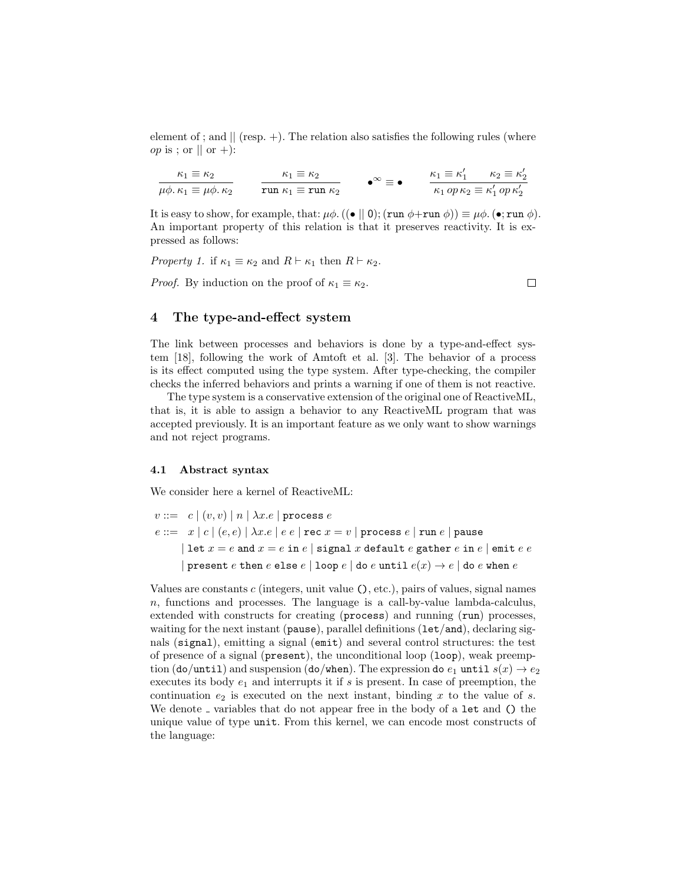element of ; and $||$ (resp. $+$). The relation also satisfies the following rules (where *op* is ; or $||$ or $+$):

$$\frac{\kappa_1 \equiv \kappa_2}{\mu\phi.\,\kappa_1 \equiv \mu\phi.\,\kappa_2} \qquad \frac{\kappa_1 \equiv \kappa_2}{\texttt{run}\ \kappa_1 \equiv \texttt{run}\ \kappa_2} \qquad \bullet^\infty \equiv \bullet \qquad \frac{\kappa_1 \equiv \kappa_1' \qquad \kappa_2 \equiv \kappa_2'}{\kappa_1\ op\ \kappa_2 \equiv \kappa_1'\ op\ \kappa_2'}$$

It is easy to show, for example, that: $\mu\phi.\,((\bullet \mid\mid 0); (\texttt{run}\ \phi + \texttt{run}\ \phi)) \equiv \mu\phi.\,(\bullet; \texttt{run}\ \phi)$. An important property of this relation is that it preserves reactivity. It is expressed as follows:

*Property 1.* if $\kappa_1 \equiv \kappa_2$ and $R \vdash \kappa_1$ then $R \vdash \kappa_2$.

*Proof.* By induction on the proof of $\kappa_1 \equiv \kappa_2$. □

## 4 The type-and-effect system

The link between processes and behaviors is done by a type-and-effect system [18], following the work of Amtoft et al. [3]. The behavior of a process is its effect computed using the type system. After type-checking, the compiler checks the inferred behaviors and prints a warning if one of them is not reactive.

The type system is a conservative extension of the original one of ReactiveML, that is, it is able to assign a behavior to any ReactiveML program that was accepted previously. It is an important feature as we only want to show warnings and not reject programs.

### 4.1 Abstract syntax

We consider here a kernel of ReactiveML:

$$
\begin{aligned}
v ::=\ & c \mid (v, v) \mid n \mid \lambda x.e \mid \texttt{process}\ e \\
e ::=\ & x \mid c \mid (e, e) \mid \lambda x.e \mid e\ e \mid \texttt{rec}\ x = v \mid \texttt{process}\ e \mid \texttt{run}\ e \mid \texttt{pause} \\
& \mid \texttt{let}\ x = e\ \texttt{and}\ x = e\ \texttt{in}\ e \mid \texttt{signal}\ x\ \texttt{default}\ e\ \texttt{gather}\ e\ \texttt{in}\ e \mid \texttt{emit}\ e\ e \\
& \mid \texttt{present}\ e\ \texttt{then}\ e\ \texttt{else}\ e \mid \texttt{loop}\ e \mid \texttt{do}\ e\ \texttt{until}\ e(x) \rightarrow e \mid \texttt{do}\ e\ \texttt{when}\ e
\end{aligned}
$$

Values are constants $c$ (integers, unit value `()`, etc.), pairs of values, signal names $n$, functions and processes. The language is a call-by-value lambda-calculus, extended with constructs for creating (`process`) and running (`run`) processes, waiting for the next instant (`pause`), parallel definitions (`let`/`and`), declaring signals (`signal`), emitting a signal (`emit`) and several control structures: the test of presence of a signal (`present`), the unconditional loop (`loop`), weak preemption (`do`/`until`) and suspension (`do`/`when`). The expression `do` $e_1$ `until` $s(x) \rightarrow e_2$ executes its body $e_1$ and interrupts it if $s$ is present. In case of preemption, the continuation $e_2$ is executed on the next instant, binding $x$ to the value of $s$. We denote _ variables that do not appear free in the body of a `let` and `()` the unique value of type `unit`. From this kernel, we can encode most constructs of the language: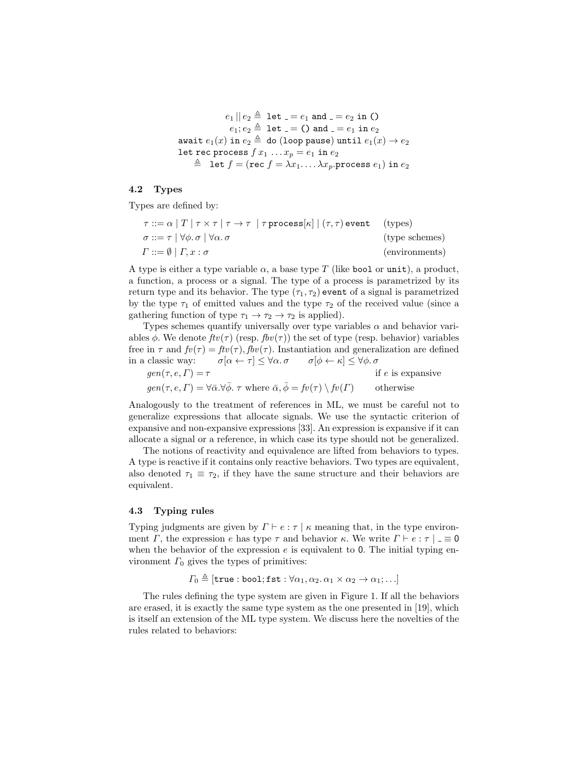$$
\begin{aligned}
e_1 \,||\, e_2 &\triangleq \texttt{let}\ \_ = e_1\ \texttt{and}\ \_ = e_2\ \texttt{in}\ \texttt{()} \\
e_1; e_2 &\triangleq \texttt{let}\ \_ = \texttt{()}\ \texttt{and}\ \_ = e_1\ \texttt{in}\ e_2 \\
\texttt{await}\ e_1(x)\ \texttt{in}\ e_2 &\triangleq \texttt{do (loop pause) until}\ e_1(x) \rightarrow e_2 \\
\texttt{let rec process}\ f\, x_1\, \ldots x_p = e_1\ \texttt{in}\ e_2 & \\
&\triangleq \texttt{let}\ f = (\texttt{rec}\ f = \lambda x_1. \ldots \lambda x_p.\texttt{process}\ e_1)\ \texttt{in}\ e_2
\end{aligned}
$$

### 4.2 Types

Types are defined by:

$$
\begin{aligned}
\tau &::= \alpha \mid T \mid \tau \times \tau \mid \tau \rightarrow \tau \mid \tau\ \texttt{process}[\kappa] \mid (\tau, \tau)\ \texttt{event} && \text{(types)} \\
\sigma &::= \tau \mid \forall \phi.\, \sigma \mid \forall \alpha.\, \sigma && \text{(type schemes)} \\
\Gamma &::= \emptyset \mid \Gamma, x : \sigma && \text{(environments)}
\end{aligned}
$$

A type is either a type variable $\alpha$, a base type $T$ (like `bool` or `unit`), a product, a function, a process or a signal. The type of a process is parametrized by its return type and its behavior. The type $(\tau_1, \tau_2)$ `event` of a signal is parametrized by the type $\tau_1$ of emitted values and the type $\tau_2$ of the received value (since a gathering function of type $\tau_1 \rightarrow \tau_2 \rightarrow \tau_2$ is applied).

Types schemes quantify universally over type variables $\alpha$ and behavior variables $\phi$. We denote $\mathit{ftv}(\tau)$ (resp. $\mathit{fbv}(\tau)$) the set of type (resp. behavior) variables free in $\tau$ and $\mathit{fv}(\tau) = \mathit{ftv}(\tau), \mathit{fbv}(\tau)$. Instantiation and generalization are defined in a classic way: $\sigma[\alpha \leftarrow \tau] \leq \forall \alpha.\, \sigma \qquad \sigma[\phi \leftarrow \kappa] \leq \forall \phi.\, \sigma$

$$
\begin{aligned}
&\mathit{gen}(\tau, e, \Gamma) = \tau && \text{if } e \text{ is expansive} \\
&\mathit{gen}(\tau, e, \Gamma) = \forall \bar{\alpha}.\forall \bar{\phi}.\ \tau \text{ where } \bar{\alpha}, \bar{\phi} = \mathit{fv}(\tau) \setminus \mathit{fv}(\Gamma) && \text{otherwise}
\end{aligned}
$$

Analogously to the treatment of references in ML, we must be careful not to generalize expressions that allocate signals. We use the syntactic criterion of expansive and non-expansive expressions [33]. An expression is expansive if it can allocate a signal or a reference, in which case its type should not be generalized.

The notions of reactivity and equivalence are lifted from behaviors to types. A type is reactive if it contains only reactive behaviors. Two types are equivalent, also denoted $\tau_1 \equiv \tau_2$, if they have the same structure and their behaviors are equivalent.

### 4.3 Typing rules

Typing judgments are given by $\Gamma \vdash e : \tau \mid \kappa$ meaning that, in the type environment $\Gamma$, the expression $e$ has type $\tau$ and behavior $\kappa$. We write $\Gamma \vdash e : \tau \mid \_ \equiv 0$ when the behavior of the expression $e$ is equivalent to $0$. The initial typing environment $\Gamma_0$ gives the types of primitives:

$$
\Gamma_0 \triangleq [\texttt{true} : \texttt{bool}; \texttt{fst} : \forall \alpha_1, \alpha_2.\, \alpha_1 \times \alpha_2 \rightarrow \alpha_1; \ldots]
$$

The rules defining the type system are given in Figure 1. If all the behaviors are erased, it is exactly the same type system as the one presented in [19], which is itself an extension of the ML type system. We discuss here the novelties of the rules related to behaviors: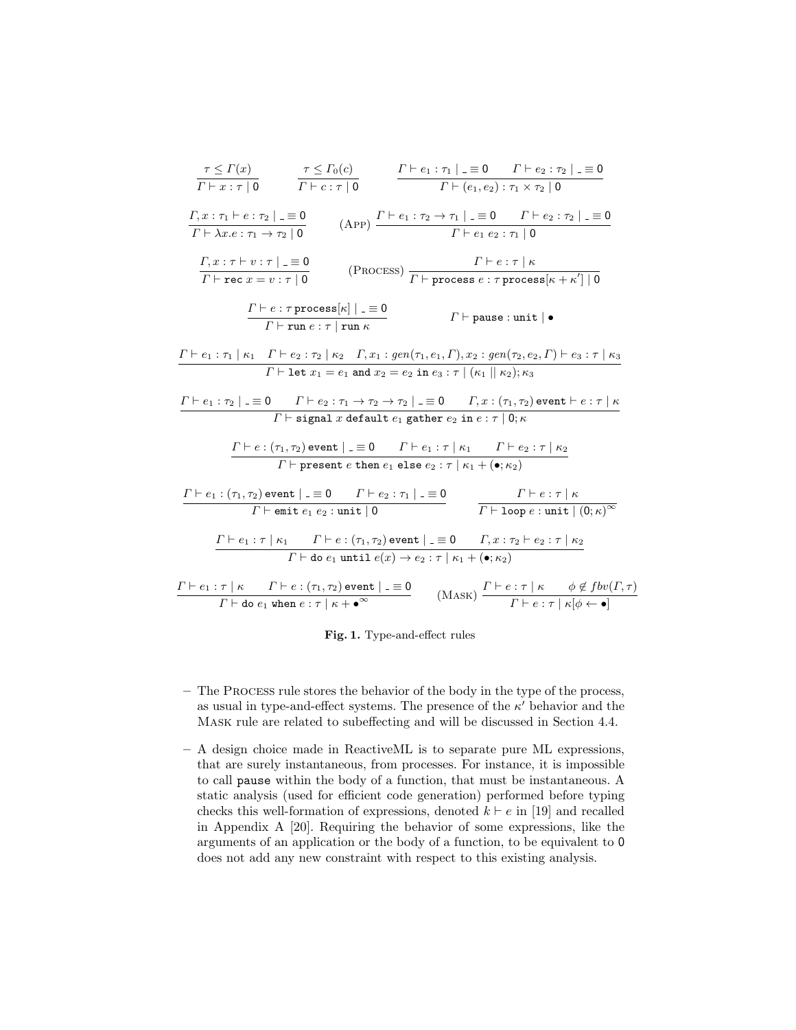$$\frac{\tau \leq \Gamma(x)}{\Gamma \vdash x : \tau \mid \mathsf{0}} \qquad \frac{\tau \leq \Gamma_0(c)}{\Gamma \vdash c : \tau \mid \mathsf{0}} \qquad \frac{\Gamma \vdash e_1 : \tau_1 \mid \_ \equiv \mathsf{0} \qquad \Gamma \vdash e_2 : \tau_2 \mid \_ \equiv \mathsf{0}}{\Gamma \vdash (e_1, e_2) : \tau_1 \times \tau_2 \mid \mathsf{0}}$$

$$\frac{\Gamma, x : \tau_1 \vdash e : \tau_2 \mid \_ \equiv \mathsf{0}}{\Gamma \vdash \lambda x.e : \tau_1 \to \tau_2 \mid \mathsf{0}} \qquad (\textsc{App})\ \frac{\Gamma \vdash e_1 : \tau_2 \to \tau_1 \mid \_ \equiv \mathsf{0} \qquad \Gamma \vdash e_2 : \tau_2 \mid \_ \equiv \mathsf{0}}{\Gamma \vdash e_1\ e_2 : \tau_1 \mid \mathsf{0}}$$

$$\frac{\Gamma, x : \tau \vdash v : \tau \mid \_ \equiv \mathsf{0}}{\Gamma \vdash \texttt{rec}\ x = v : \tau \mid \mathsf{0}} \qquad (\textsc{Process})\ \frac{\Gamma \vdash e : \tau \mid \kappa}{\Gamma \vdash \texttt{process}\ e : \tau\ \texttt{process}[\kappa + \kappa'] \mid \mathsf{0}}$$

$$\frac{\Gamma \vdash e : \tau\ \texttt{process}[\kappa] \mid \_ \equiv \mathsf{0}}{\Gamma \vdash \texttt{run}\ e : \tau \mid \texttt{run}\ \kappa} \qquad \Gamma \vdash \texttt{pause} : \texttt{unit} \mid \bullet$$

$$\frac{\Gamma \vdash e_1 : \tau_1 \mid \kappa_1 \quad \Gamma \vdash e_2 : \tau_2 \mid \kappa_2 \quad \Gamma, x_1 : gen(\tau_1, e_1, \Gamma), x_2 : gen(\tau_2, e_2, \Gamma) \vdash e_3 : \tau \mid \kappa_3}{\Gamma \vdash \texttt{let}\ x_1 = e_1\ \texttt{and}\ x_2 = e_2\ \texttt{in}\ e_3 : \tau \mid (\kappa_1 \parallel \kappa_2); \kappa_3}$$

$$\frac{\Gamma \vdash e_1 : \tau_2 \mid \_ \equiv \mathsf{0} \qquad \Gamma \vdash e_2 : \tau_1 \to \tau_2 \to \tau_2 \mid \_ \equiv \mathsf{0} \qquad \Gamma, x : (\tau_1, \tau_2)\ \texttt{event} \vdash e : \tau \mid \kappa}{\Gamma \vdash \texttt{signal}\ x\ \texttt{default}\ e_1\ \texttt{gather}\ e_2\ \texttt{in}\ e : \tau \mid \mathsf{0}; \kappa}$$

$$\frac{\Gamma \vdash e : (\tau_1, \tau_2)\ \texttt{event} \mid \_ \equiv \mathsf{0} \qquad \Gamma \vdash e_1 : \tau \mid \kappa_1 \qquad \Gamma \vdash e_2 : \tau \mid \kappa_2}{\Gamma \vdash \texttt{present}\ e\ \texttt{then}\ e_1\ \texttt{else}\ e_2 : \tau \mid \kappa_1 + (\bullet; \kappa_2)}$$

$$\frac{\Gamma \vdash e_1 : (\tau_1, \tau_2)\ \texttt{event} \mid \_ \equiv \mathsf{0} \qquad \Gamma \vdash e_2 : \tau_1 \mid \_ \equiv \mathsf{0}}{\Gamma \vdash \texttt{emit}\ e_1\ e_2 : \texttt{unit} \mid \mathsf{0}} \qquad \frac{\Gamma \vdash e : \tau \mid \kappa}{\Gamma \vdash \texttt{loop}\ e : \texttt{unit} \mid (\mathsf{0}; \kappa)^{\infty}}$$

$$\frac{\Gamma \vdash e_1 : \tau \mid \kappa_1 \qquad \Gamma \vdash e : (\tau_1, \tau_2)\ \texttt{event} \mid \_ \equiv \mathsf{0} \qquad \Gamma, x : \tau_2 \vdash e_2 : \tau \mid \kappa_2}{\Gamma \vdash \texttt{do}\ e_1\ \texttt{until}\ e(x) \to e_2 : \tau \mid \kappa_1 + (\bullet; \kappa_2)}$$

$$\frac{\Gamma \vdash e_1 : \tau \mid \kappa \qquad \Gamma \vdash e : (\tau_1, \tau_2)\ \texttt{event} \mid \_ \equiv \mathsf{0}}{\Gamma \vdash \texttt{do}\ e_1\ \texttt{when}\ e : \tau \mid \kappa + \bullet^{\infty}} \qquad (\textsc{Mask})\ \frac{\Gamma \vdash e : \tau \mid \kappa \qquad \phi \notin fbv(\Gamma, \tau)}{\Gamma \vdash e : \tau \mid \kappa[\phi \leftarrow \bullet]}$$

**Fig. 1.** Type-and-effect rules

- The Process rule stores the behavior of the body in the type of the process, as usual in type-and-effect systems. The presence of the $\kappa'$ behavior and the Mask rule are related to subeffecting and will be discussed in Section 4.4.
- A design choice made in ReactiveML is to separate pure ML expressions, that are surely instantaneous, from processes. For instance, it is impossible to call `pause` within the body of a function, that must be instantaneous. A static analysis (used for efficient code generation) performed before typing checks this well-formation of expressions, denoted $k \vdash e$ in [19] and recalled in Appendix A [20]. Requiring the behavior of some expressions, like the arguments of an application or the body of a function, to be equivalent to $\mathsf{0}$ does not add any new constraint with respect to this existing analysis.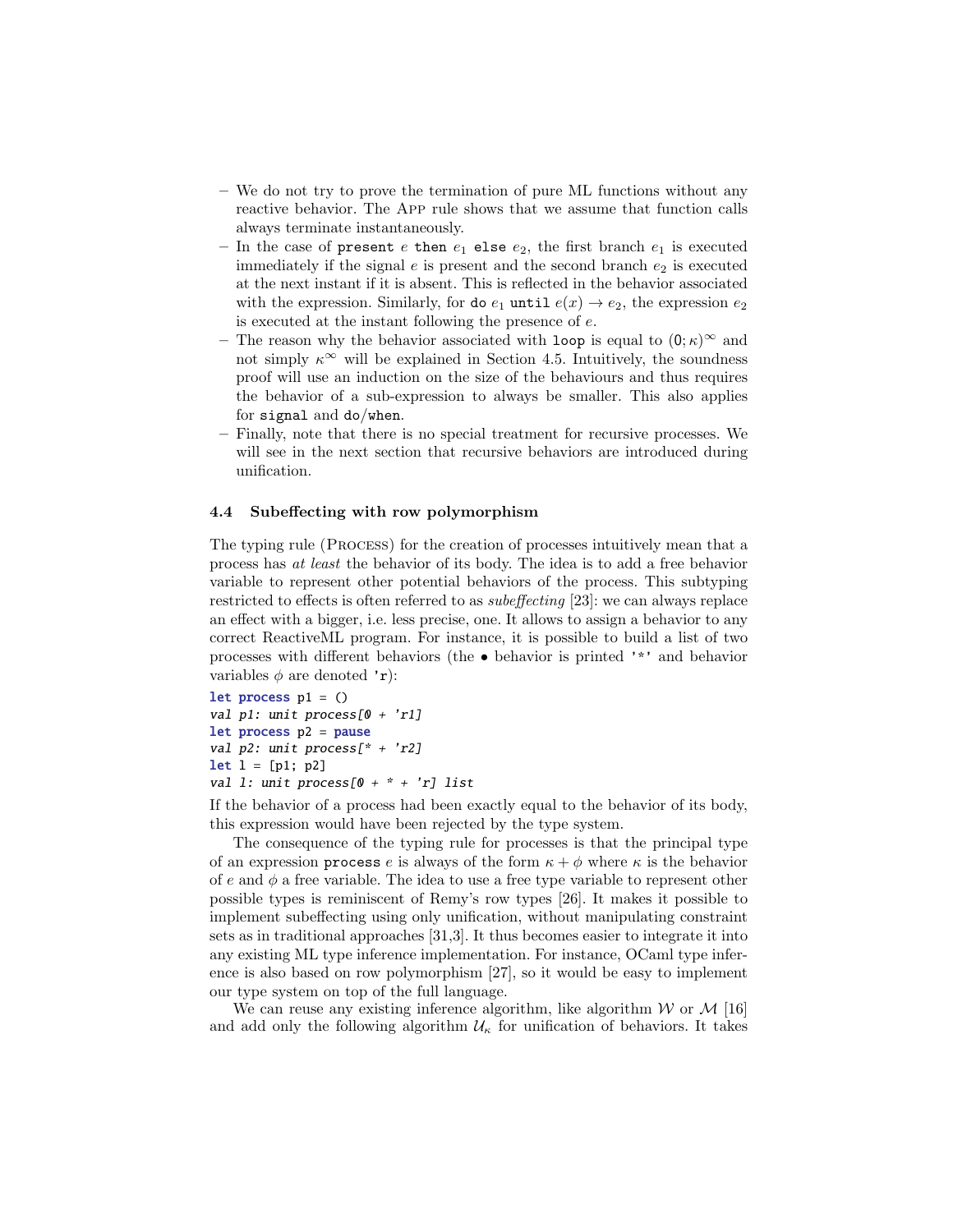- We do not try to prove the termination of pure ML functions without any reactive behavior. The App rule shows that we assume that function calls always terminate instantaneously.
- In the case of `present` $e$ `then` $e_1$ `else` $e_2$, the first branch $e_1$ is executed immediately if the signal $e$ is present and the second branch $e_2$ is executed at the next instant if it is absent. This is reflected in the behavior associated with the expression. Similarly, for `do` $e_1$ `until` $e(x) \rightarrow e_2$, the expression $e_2$ is executed at the instant following the presence of $e$.
- The reason why the behavior associated with `loop` is equal to $(0; \kappa)^\infty$ and not simply $\kappa^\infty$ will be explained in Section 4.5. Intuitively, the soundness proof will use an induction on the size of the behaviours and thus requires the behavior of a sub-expression to always be smaller. This also applies for `signal` and `do`/`when`.
- Finally, note that there is no special treatment for recursive processes. We will see in the next section that recursive behaviors are introduced during unification.

### 4.4 Subeffecting with row polymorphism

The typing rule (Process) for the creation of processes intuitively mean that a process has *at least* the behavior of its body. The idea is to add a free behavior variable to represent other potential behaviors of the process. This subtyping restricted to effects is often referred to as *subeffecting* [23]: we can always replace an effect with a bigger, i.e. less precise, one. It allows to assign a behavior to any correct ReactiveML program. For instance, it is possible to build a list of two processes with different behaviors (the $\bullet$ behavior is printed `'*'` and behavior variables $\phi$ are denoted `'r`):

```
let process p1 = ()
val p1: unit process[0 + 'r1]
let process p2 = pause
val p2: unit process[* + 'r2]
let l = [p1; p2]
val l: unit process[0 + * + 'r] list
```

If the behavior of a process had been exactly equal to the behavior of its body, this expression would have been rejected by the type system.

The consequence of the typing rule for processes is that the principal type of an expression `process` $e$ is always of the form $\kappa + \phi$ where $\kappa$ is the behavior of $e$ and $\phi$ a free variable. The idea to use a free type variable to represent other possible types is reminiscent of Remy's row types [26]. It makes it possible to implement subeffecting using only unification, without manipulating constraint sets as in traditional approaches [31,3]. It thus becomes easier to integrate it into any existing ML type inference implementation. For instance, OCaml type inference is also based on row polymorphism [27], so it would be easy to implement our type system on top of the full language.

We can reuse any existing inference algorithm, like algorithm $\mathcal{W}$ or $\mathcal{M}$ [16] and add only the following algorithm $\mathcal{U}_\kappa$ for unification of behaviors. It takes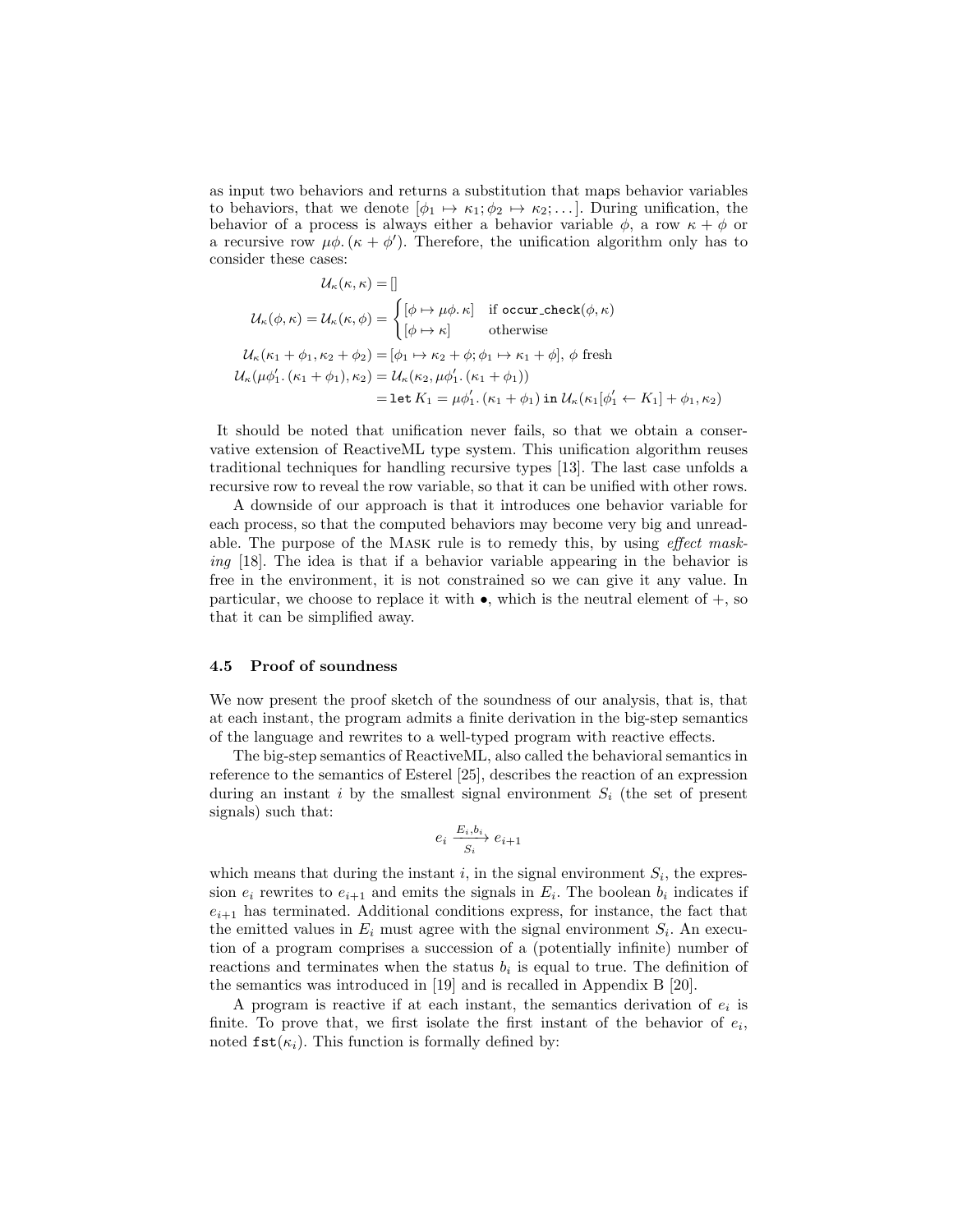as input two behaviors and returns a substitution that maps behavior variables to behaviors, that we denote $[\phi_1 \mapsto \kappa_1; \phi_2 \mapsto \kappa_2; \ldots]$. During unification, the behavior of a process is always either a behavior variable $\phi$, a row $\kappa + \phi$ or a recursive row $\mu\phi.\,(\kappa + \phi')$. Therefore, the unification algorithm only has to consider these cases:

$$
\begin{aligned}
\mathcal{U}_\kappa(\kappa, \kappa) &= [] \\
\mathcal{U}_\kappa(\phi, \kappa) = \mathcal{U}_\kappa(\kappa, \phi) &= \begin{cases} [\phi \mapsto \mu\phi.\,\kappa] & \text{if } \texttt{occur\_check}(\phi, \kappa) \\ [\phi \mapsto \kappa] & \text{otherwise} \end{cases} \\
\mathcal{U}_\kappa(\kappa_1 + \phi_1, \kappa_2 + \phi_2) &= [\phi_1 \mapsto \kappa_2 + \phi; \phi_1 \mapsto \kappa_1 + \phi],\ \phi \text{ fresh} \\
\mathcal{U}_\kappa(\mu\phi_1'.\,(\kappa_1 + \phi_1), \kappa_2) &= \mathcal{U}_\kappa(\kappa_2, \mu\phi_1'.\,(\kappa_1 + \phi_1)) \\
&= \texttt{let}\, K_1 = \mu\phi_1'.\,(\kappa_1 + \phi_1)\ \texttt{in}\ \mathcal{U}_\kappa(\kappa_1[\phi_1' \leftarrow K_1] + \phi_1, \kappa_2)
\end{aligned}
$$

It should be noted that unification never fails, so that we obtain a conservative extension of ReactiveML type system. This unification algorithm reuses traditional techniques for handling recursive types [13]. The last case unfolds a recursive row to reveal the row variable, so that it can be unified with other rows.

A downside of our approach is that it introduces one behavior variable for each process, so that the computed behaviors may become very big and unreadable. The purpose of the Mask rule is to remedy this, by using *effect masking* [18]. The idea is that if a behavior variable appearing in the behavior is free in the environment, it is not constrained so we can give it any value. In particular, we choose to replace it with $\bullet$, which is the neutral element of $+$, so that it can be simplified away.

### 4.5 Proof of soundness

We now present the proof sketch of the soundness of our analysis, that is, that at each instant, the program admits a finite derivation in the big-step semantics of the language and rewrites to a well-typed program with reactive effects.

The big-step semantics of ReactiveML, also called the behavioral semantics in reference to the semantics of Esterel [25], describes the reaction of an expression during an instant $i$ by the smallest signal environment $S_i$ (the set of present signals) such that:

$$e_i \xrightarrow[S_i]{E_i, b_i} e_{i+1}$$

which means that during the instant $i$, in the signal environment $S_i$, the expression $e_i$ rewrites to $e_{i+1}$ and emits the signals in $E_i$. The boolean $b_i$ indicates if $e_{i+1}$ has terminated. Additional conditions express, for instance, the fact that the emitted values in $E_i$ must agree with the signal environment $S_i$. An execution of a program comprises a succession of a (potentially infinite) number of reactions and terminates when the status $b_i$ is equal to true. The definition of the semantics was introduced in [19] and is recalled in Appendix B [20].

A program is reactive if at each instant, the semantics derivation of $e_i$ is finite. To prove that, we first isolate the first instant of the behavior of $e_i$, noted $\texttt{fst}(\kappa_i)$. This function is formally defined by: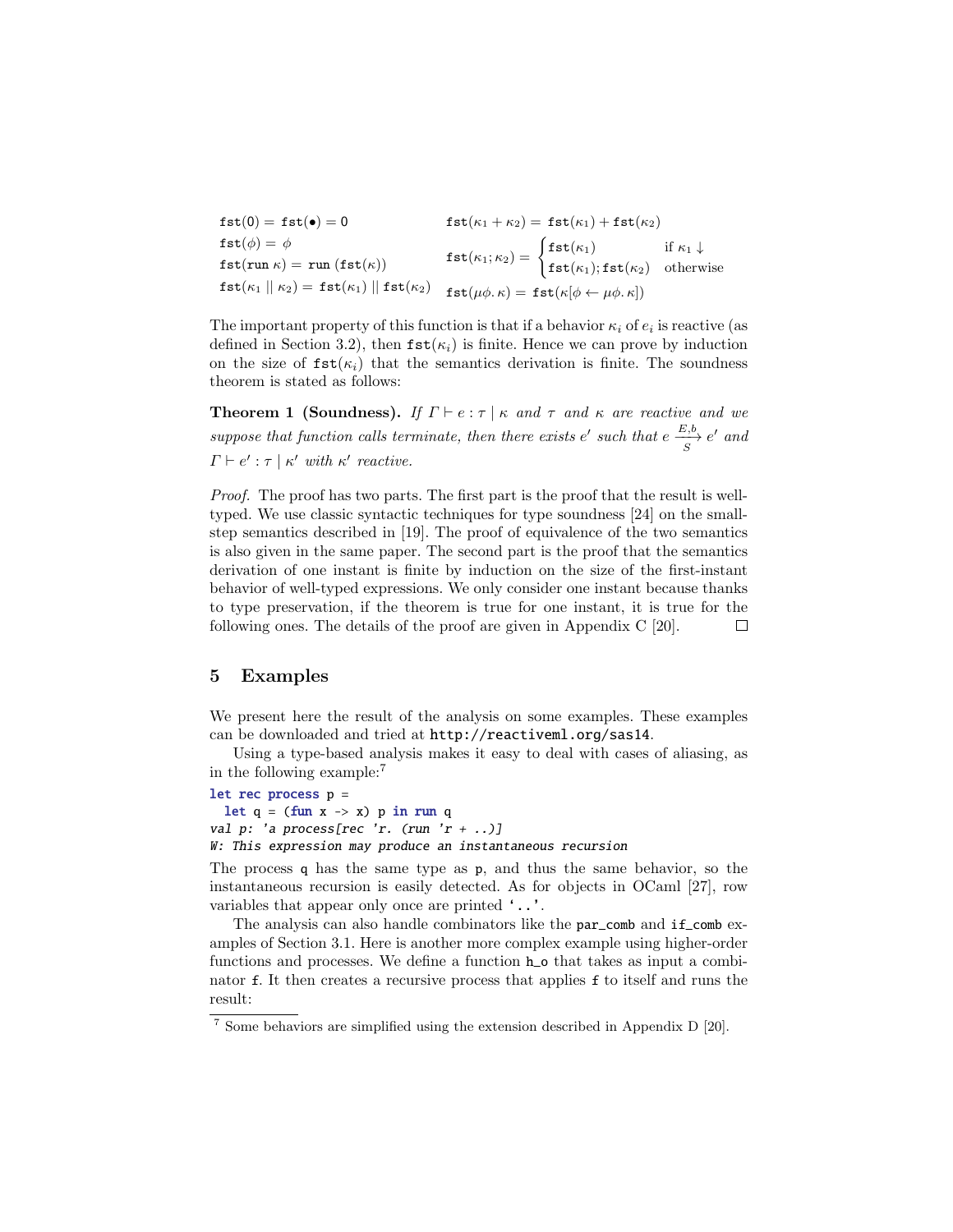$$
\begin{array}{ll}
\texttt{fst}(0) = \texttt{fst}(\bullet) = 0 & \texttt{fst}(\kappa_1 + \kappa_2) = \texttt{fst}(\kappa_1) + \texttt{fst}(\kappa_2) \\
\texttt{fst}(\phi) = \phi & \\
\texttt{fst}(\texttt{run}\ \kappa) = \texttt{run}\ (\texttt{fst}(\kappa)) & \texttt{fst}(\kappa_1; \kappa_2) = \begin{cases} \texttt{fst}(\kappa_1) & \text{if } \kappa_1 \downarrow \\ \texttt{fst}(\kappa_1); \texttt{fst}(\kappa_2) & \text{otherwise} \end{cases} \\
\texttt{fst}(\kappa_1 \mid\mid \kappa_2) = \texttt{fst}(\kappa_1) \mid\mid \texttt{fst}(\kappa_2) & \texttt{fst}(\mu\phi.\, \kappa) = \texttt{fst}(\kappa[\phi \leftarrow \mu\phi.\, \kappa])
\end{array}
$$

The important property of this function is that if a behavior $\kappa_i$ of $e_i$ is reactive (as defined in Section 3.2), then $\texttt{fst}(\kappa_i)$ is finite. Hence we can prove by induction on the size of $\texttt{fst}(\kappa_i)$ that the semantics derivation is finite. The soundness theorem is stated as follows:

**Theorem 1 (Soundness).** *If $\Gamma \vdash e : \tau \mid \kappa$ and $\tau$ and $\kappa$ are reactive and we suppose that function calls terminate, then there exists $e'$ such that $e \xrightarrow[S]{E,b} e'$ and $\Gamma \vdash e' : \tau \mid \kappa'$ with $\kappa'$ reactive.*

*Proof.* The proof has two parts. The first part is the proof that the result is well-typed. We use classic syntactic techniques for type soundness [24] on the small-step semantics described in [19]. The proof of equivalence of the two semantics is also given in the same paper. The second part is the proof that the semantics derivation of one instant is finite by induction on the size of the first-instant behavior of well-typed expressions. We only consider one instant because thanks to type preservation, if the theorem is true for one instant, it is true for the following ones. The details of the proof are given in Appendix C [20]. □

## 5 Examples

We present here the result of the analysis on some examples. These examples can be downloaded and tried at http://reactiveml.org/sas14.

Using a type-based analysis makes it easy to deal with cases of aliasing, as in the following example:[7]

```
let rec process p =
  let q = (fun x -> x) p in run q
val p: 'a process[rec 'r. (run 'r + ..)]
W: This expression may produce an instantaneous recursion
```

The process `q` has the same type as `p`, and thus the same behavior, so the instantaneous recursion is easily detected. As for objects in OCaml [27], row variables that appear only once are printed '`..`'.

The analysis can also handle combinators like the `par_comb` and `if_comb` examples of Section 3.1. Here is another more complex example using higher-order functions and processes. We define a function `h_o` that takes as input a combinator `f`. It then creates a recursive process that applies `f` to itself and runs the result:

[7] Some behaviors are simplified using the extension described in Appendix D [20].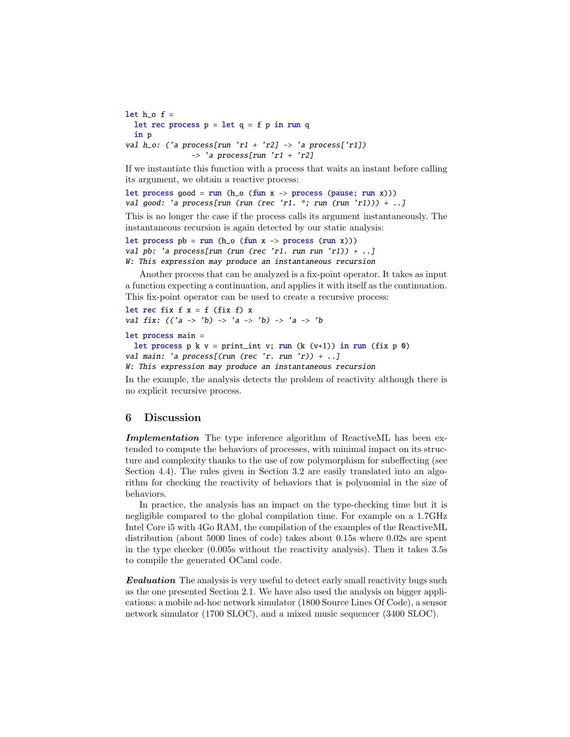```
let h_o f =
  let rec process p = let q = f p in run q
  in p
val h_o: ('a process[run 'r1 + 'r2] -> 'a process['r1])
              -> 'a process[run 'r1 + 'r2]
```

If we instantiate this function with a process that waits an instant before calling its argument, we obtain a reactive process:

```
let process good = run (h_o (fun x -> process (pause; run x)))
val good: 'a process[run (run (rec 'r1. *; run (run 'r1))) + ..]
```

This is no longer the case if the process calls its argument instantaneously. The instantaneous recursion is again detected by our static analysis:

```
let process pb = run (h_o (fun x -> process (run x)))
val pb: 'a process[run (run (rec 'r1. run run 'r1)) + ..]
W: This expression may produce an instantaneous recursion
```

Another process that can be analyzed is a fix-point operator. It takes as input a function expecting a continuation, and applies it with itself as the continuation. This fix-point operator can be used to create a recursive process:

```
let rec fix f x = f (fix f) x
val fix: (('a -> 'b) -> 'a -> 'b) -> 'a -> 'b

let process main =
  let process p k v = print_int v; run (k (v+1)) in run (fix p 0)
val main: 'a process[(run (rec 'r. run 'r)) + ..]
W: This expression may produce an instantaneous recursion
```

In the example, the analysis detects the problem of reactivity although there is no explicit recursive process.

## 6 Discussion

***Implementation*** The type inference algorithm of ReactiveML has been extended to compute the behaviors of processes, with minimal impact on its structure and complexity thanks to the use of row polymorphism for subeffecting (see Section 4.4). The rules given in Section 3.2 are easily translated into an algorithm for checking the reactivity of behaviors that is polynomial in the size of behaviors.

In practice, the analysis has an impact on the type-checking time but it is negligible compared to the global compilation time. For example on a 1.7GHz Intel Core i5 with 4Go RAM, the compilation of the examples of the ReactiveML distribution (about 5000 lines of code) takes about 0.15s where 0.02s are spent in the type checker (0.005s without the reactivity analysis). Then it takes 3.5s to compile the generated OCaml code.

***Evaluation*** The analysis is very useful to detect early small reactivity bugs such as the one presented Section 2.1. We have also used the analysis on bigger applications: a mobile ad-hoc network simulator (1800 Source Lines Of Code), a sensor network simulator (1700 SLOC), and a mixed music sequencer (3400 SLOC).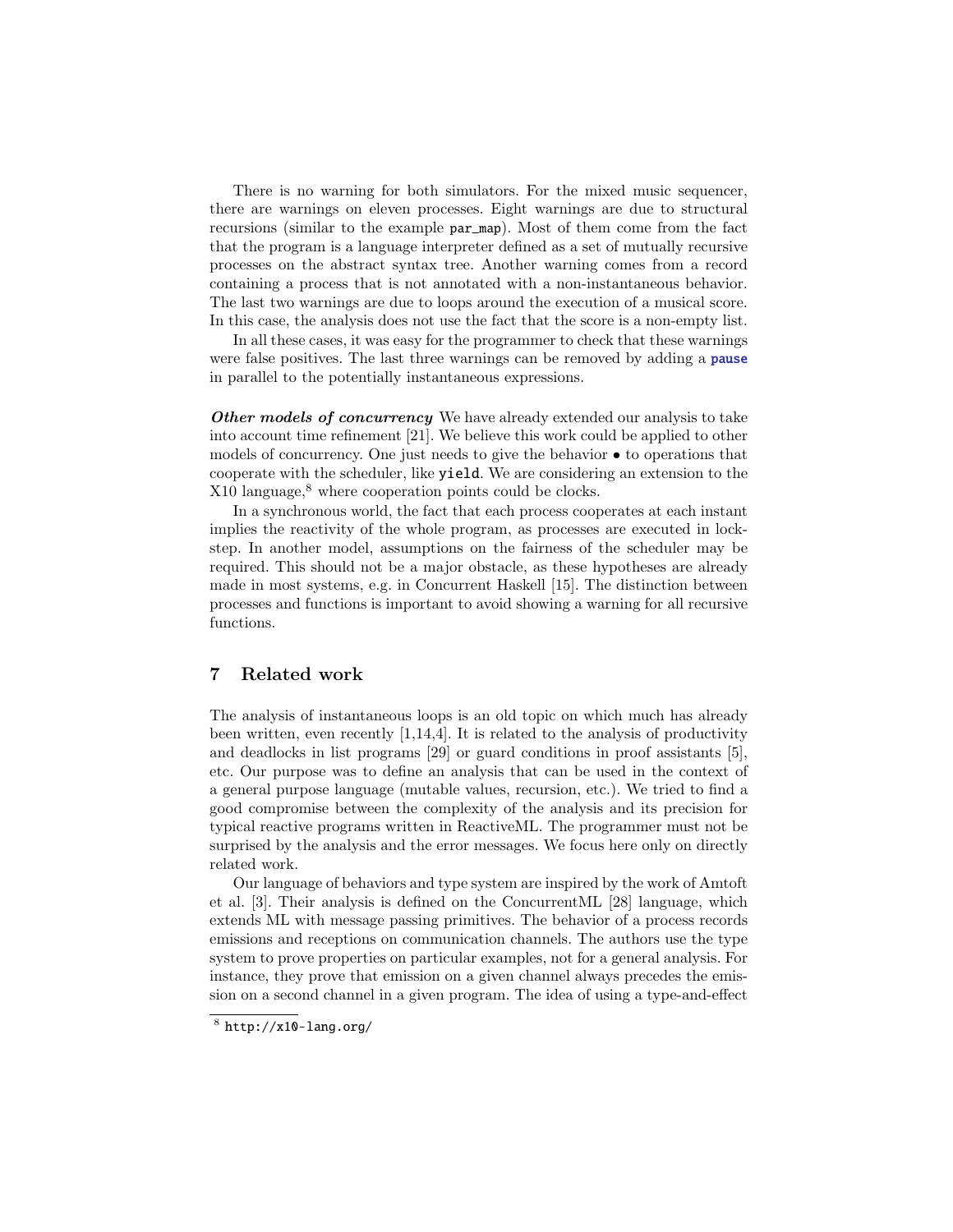There is no warning for both simulators. For the mixed music sequencer, there are warnings on eleven processes. Eight warnings are due to structural recursions (similar to the example `par_map`). Most of them come from the fact that the program is a language interpreter defined as a set of mutually recursive processes on the abstract syntax tree. Another warning comes from a record containing a process that is not annotated with a non-instantaneous behavior. The last two warnings are due to loops around the execution of a musical score. In this case, the analysis does not use the fact that the score is a non-empty list.

In all these cases, it was easy for the programmer to check that these warnings were false positives. The last three warnings can be removed by adding a **`pause`** in parallel to the potentially instantaneous expressions.

***Other models of concurrency*** We have already extended our analysis to take into account time refinement [21]. We believe this work could be applied to other models of concurrency. One just needs to give the behavior $\bullet$ to operations that cooperate with the scheduler, like `yield`. We are considering an extension to the X10 language,[8] where cooperation points could be clocks.

In a synchronous world, the fact that each process cooperates at each instant implies the reactivity of the whole program, as processes are executed in lockstep. In another model, assumptions on the fairness of the scheduler may be required. This should not be a major obstacle, as these hypotheses are already made in most systems, e.g. in Concurrent Haskell [15]. The distinction between processes and functions is important to avoid showing a warning for all recursive functions.

## 7 Related work

The analysis of instantaneous loops is an old topic on which much has already been written, even recently [1,14,4]. It is related to the analysis of productivity and deadlocks in list programs [29] or guard conditions in proof assistants [5], etc. Our purpose was to define an analysis that can be used in the context of a general purpose language (mutable values, recursion, etc.). We tried to find a good compromise between the complexity of the analysis and its precision for typical reactive programs written in ReactiveML. The programmer must not be surprised by the analysis and the error messages. We focus here only on directly related work.

Our language of behaviors and type system are inspired by the work of Amtoft et al. [3]. Their analysis is defined on the ConcurrentML [28] language, which extends ML with message passing primitives. The behavior of a process records emissions and receptions on communication channels. The authors use the type system to prove properties on particular examples, not for a general analysis. For instance, they prove that emission on a given channel always precedes the emission on a second channel in a given program. The idea of using a type-and-effect

[8] `http://x10-lang.org/`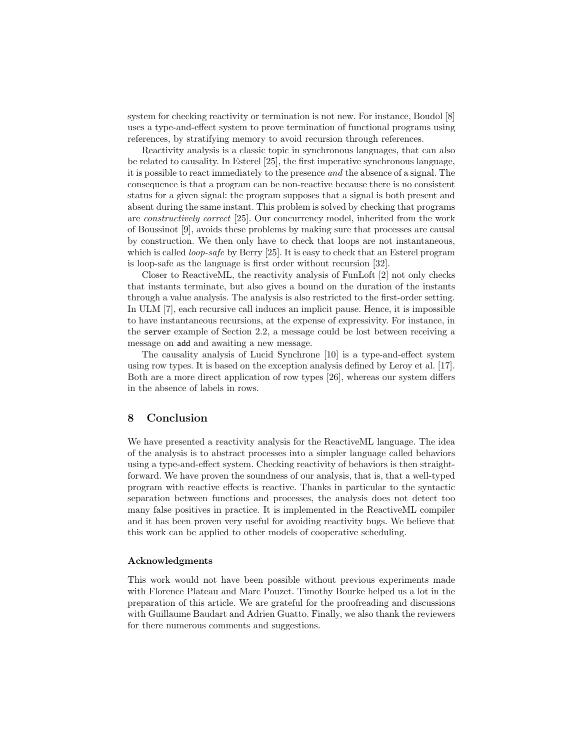system for checking reactivity or termination is not new. For instance, Boudol [8] uses a type-and-effect system to prove termination of functional programs using references, by stratifying memory to avoid recursion through references.

Reactivity analysis is a classic topic in synchronous languages, that can also be related to causality. In Esterel [25], the first imperative synchronous language, it is possible to react immediately to the presence *and* the absence of a signal. The consequence is that a program can be non-reactive because there is no consistent status for a given signal: the program supposes that a signal is both present and absent during the same instant. This problem is solved by checking that programs are *constructively correct* [25]. Our concurrency model, inherited from the work of Boussinot [9], avoids these problems by making sure that processes are causal by construction. We then only have to check that loops are not instantaneous, which is called *loop-safe* by Berry [25]. It is easy to check that an Esterel program is loop-safe as the language is first order without recursion [32].

Closer to ReactiveML, the reactivity analysis of FunLoft [2] not only checks that instants terminate, but also gives a bound on the duration of the instants through a value analysis. The analysis is also restricted to the first-order setting. In ULM [7], each recursive call induces an implicit pause. Hence, it is impossible to have instantaneous recursions, at the expense of expressivity. For instance, in the `server` example of Section 2.2, a message could be lost between receiving a message on `add` and awaiting a new message.

The causality analysis of Lucid Synchrone [10] is a type-and-effect system using row types. It is based on the exception analysis defined by Leroy et al. [17]. Both are a more direct application of row types [26], whereas our system differs in the absence of labels in rows.

## 8 Conclusion

We have presented a reactivity analysis for the ReactiveML language. The idea of the analysis is to abstract processes into a simpler language called behaviors using a type-and-effect system. Checking reactivity of behaviors is then straightforward. We have proven the soundness of our analysis, that is, that a well-typed program with reactive effects is reactive. Thanks in particular to the syntactic separation between functions and processes, the analysis does not detect too many false positives in practice. It is implemented in the ReactiveML compiler and it has been proven very useful for avoiding reactivity bugs. We believe that this work can be applied to other models of cooperative scheduling.

### Acknowledgments

This work would not have been possible without previous experiments made with Florence Plateau and Marc Pouzet. Timothy Bourke helped us a lot in the preparation of this article. We are grateful for the proofreading and discussions with Guillaume Baudart and Adrien Guatto. Finally, we also thank the reviewers for there numerous comments and suggestions.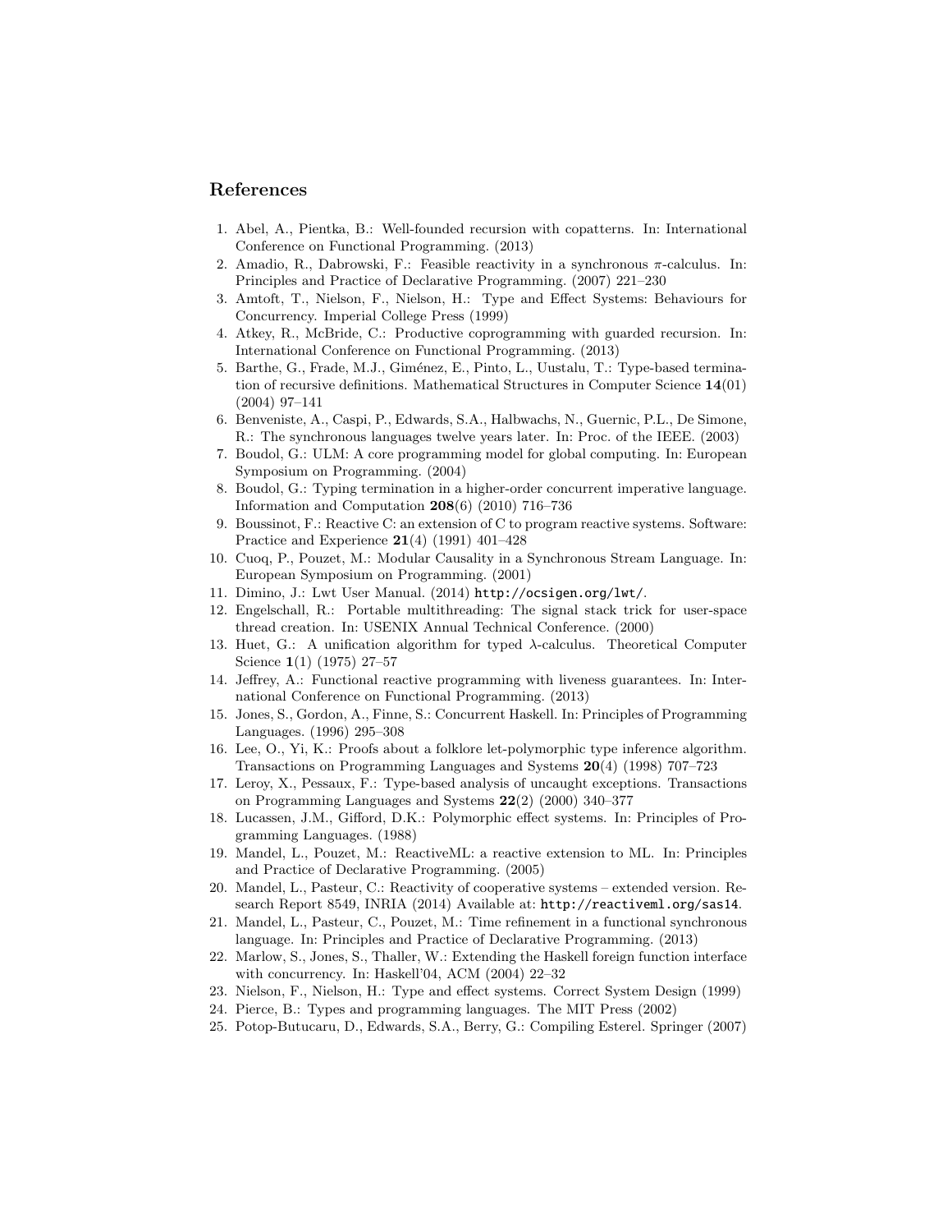## References

1. Abel, A., Pientka, B.: Well-founded recursion with copatterns. In: International Conference on Functional Programming. (2013)
2. Amadio, R., Dabrowski, F.: Feasible reactivity in a synchronous $\pi$-calculus. In: Principles and Practice of Declarative Programming. (2007) 221–230
3. Amtoft, T., Nielson, F., Nielson, H.: Type and Effect Systems: Behaviours for Concurrency. Imperial College Press (1999)
4. Atkey, R., McBride, C.: Productive coprogramming with guarded recursion. In: International Conference on Functional Programming. (2013)
5. Barthe, G., Frade, M.J., Giménez, E., Pinto, L., Uustalu, T.: Type-based termination of recursive definitions. Mathematical Structures in Computer Science **14**(01) (2004) 97–141
6. Benveniste, A., Caspi, P., Edwards, S.A., Halbwachs, N., Guernic, P.L., De Simone, R.: The synchronous languages twelve years later. In: Proc. of the IEEE. (2003)
7. Boudol, G.: ULM: A core programming model for global computing. In: European Symposium on Programming. (2004)
8. Boudol, G.: Typing termination in a higher-order concurrent imperative language. Information and Computation **208**(6) (2010) 716–736
9. Boussinot, F.: Reactive C: an extension of C to program reactive systems. Software: Practice and Experience **21**(4) (1991) 401–428
10. Cuoq, P., Pouzet, M.: Modular Causality in a Synchronous Stream Language. In: European Symposium on Programming. (2001)
11. Dimino, J.: Lwt User Manual. (2014) `http://ocsigen.org/lwt/`.
12. Engelschall, R.: Portable multithreading: The signal stack trick for user-space thread creation. In: USENIX Annual Technical Conference. (2000)
13. Huet, G.: A unification algorithm for typed $\lambda$-calculus. Theoretical Computer Science **1**(1) (1975) 27–57
14. Jeffrey, A.: Functional reactive programming with liveness guarantees. In: International Conference on Functional Programming. (2013)
15. Jones, S., Gordon, A., Finne, S.: Concurrent Haskell. In: Principles of Programming Languages. (1996) 295–308
16. Lee, O., Yi, K.: Proofs about a folklore let-polymorphic type inference algorithm. Transactions on Programming Languages and Systems **20**(4) (1998) 707–723
17. Leroy, X., Pessaux, F.: Type-based analysis of uncaught exceptions. Transactions on Programming Languages and Systems **22**(2) (2000) 340–377
18. Lucassen, J.M., Gifford, D.K.: Polymorphic effect systems. In: Principles of Programming Languages. (1988)
19. Mandel, L., Pouzet, M.: ReactiveML: a reactive extension to ML. In: Principles and Practice of Declarative Programming. (2005)
20. Mandel, L., Pasteur, C.: Reactivity of cooperative systems – extended version. Research Report 8549, INRIA (2014) Available at: `http://reactiveml.org/sas14`.
21. Mandel, L., Pasteur, C., Pouzet, M.: Time refinement in a functional synchronous language. In: Principles and Practice of Declarative Programming. (2013)
22. Marlow, S., Jones, S., Thaller, W.: Extending the Haskell foreign function interface with concurrency. In: Haskell'04, ACM (2004) 22–32
23. Nielson, F., Nielson, H.: Type and effect systems. Correct System Design (1999)
24. Pierce, B.: Types and programming languages. The MIT Press (2002)
25. Potop-Butucaru, D., Edwards, S.A., Berry, G.: Compiling Esterel. Springer (2007)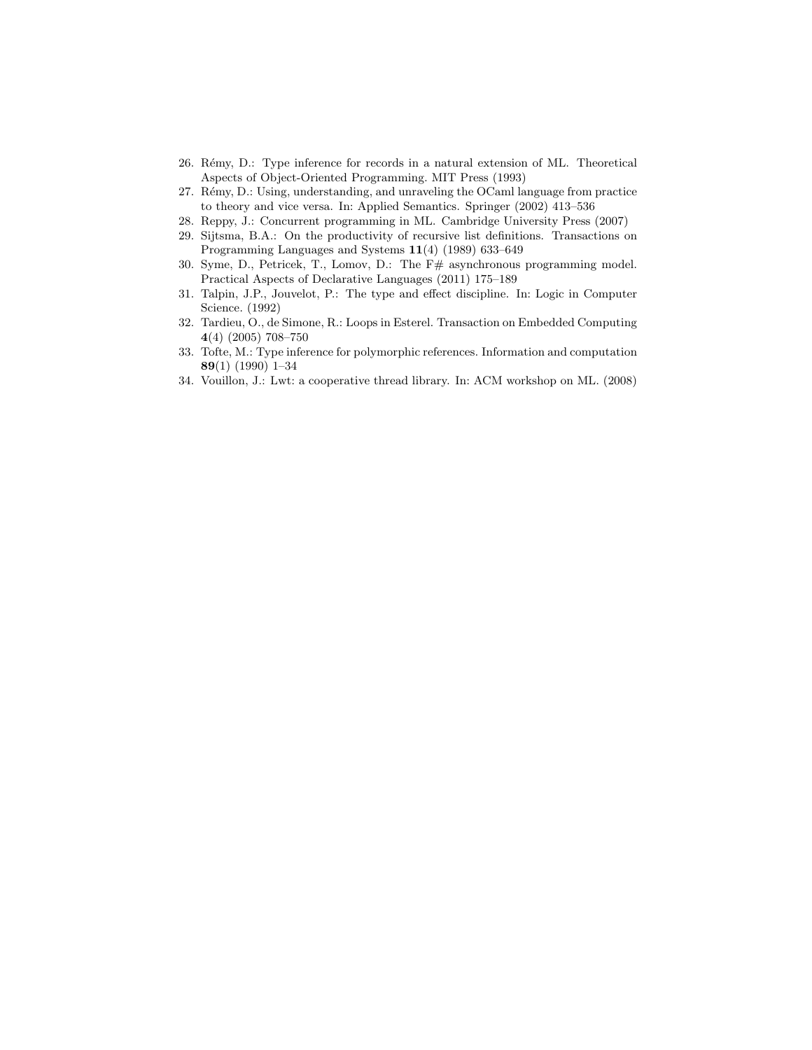26. Rémy, D.: Type inference for records in a natural extension of ML. Theoretical Aspects of Object-Oriented Programming. MIT Press (1993)
27. Rémy, D.: Using, understanding, and unraveling the OCaml language from practice to theory and vice versa. In: Applied Semantics. Springer (2002) 413–536
28. Reppy, J.: Concurrent programming in ML. Cambridge University Press (2007)
29. Sijtsma, B.A.: On the productivity of recursive list definitions. Transactions on Programming Languages and Systems **11**(4) (1989) 633–649
30. Syme, D., Petricek, T., Lomov, D.: The F# asynchronous programming model. Practical Aspects of Declarative Languages (2011) 175–189
31. Talpin, J.P., Jouvelot, P.: The type and effect discipline. In: Logic in Computer Science. (1992)
32. Tardieu, O., de Simone, R.: Loops in Esterel. Transaction on Embedded Computing **4**(4) (2005) 708–750
33. Tofte, M.: Type inference for polymorphic references. Information and computation **89**(1) (1990) 1–34
34. Vouillon, J.: Lwt: a cooperative thread library. In: ACM workshop on ML. (2008)